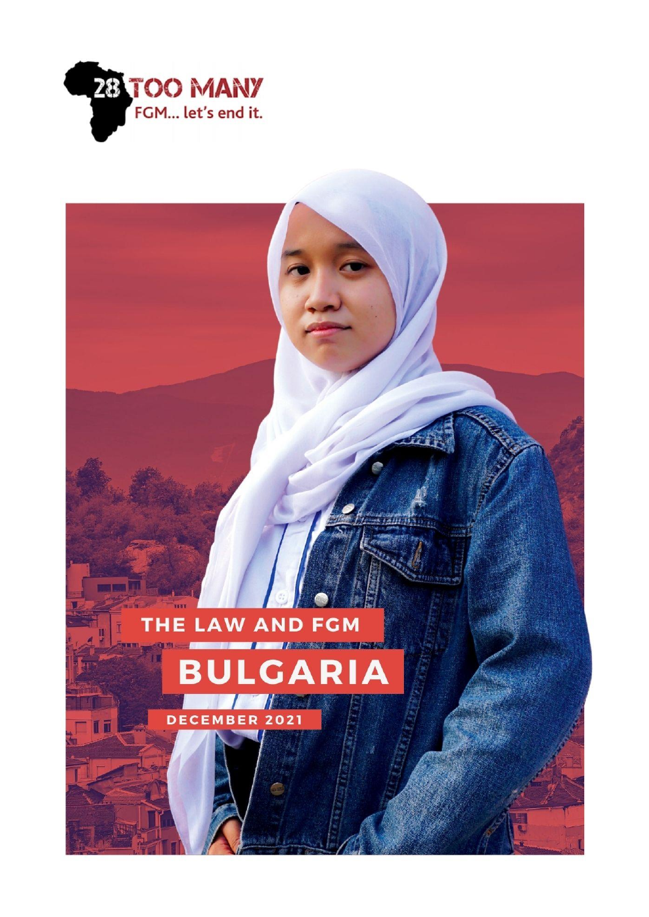28 TOO MANY
FGM... let's end it.

# THE LAW AND FGM

# BULGARIA

DECEMBER 2021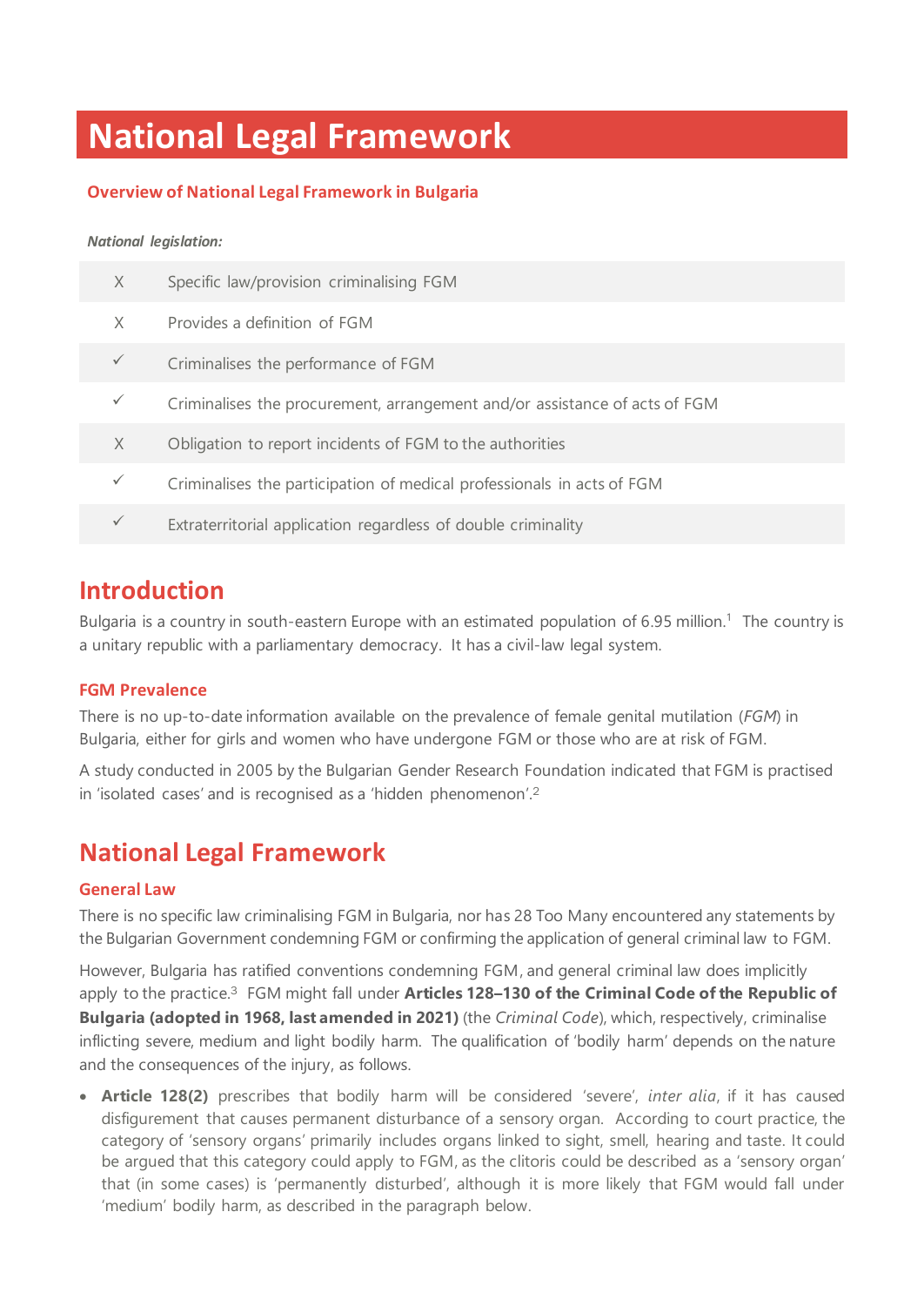# National Legal Framework

## Overview of National Legal Framework in Bulgaria

***National legislation:***

| | |
|---|---|
| X | Specific law/provision criminalising FGM |
| X | Provides a definition of FGM |
| ✓ | Criminalises the performance of FGM |
| ✓ | Criminalises the procurement, arrangement and/or assistance of acts of FGM |
| X | Obligation to report incidents of FGM to the authorities |
| ✓ | Criminalises the participation of medical professionals in acts of FGM |
| ✓ | Extraterritorial application regardless of double criminality |

## Introduction

Bulgaria is a country in south-eastern Europe with an estimated population of 6.95 million.[1] The country is a unitary republic with a parliamentary democracy. It has a civil-law legal system.

### FGM Prevalence

There is no up-to-date information available on the prevalence of female genital mutilation (*FGM*) in Bulgaria, either for girls and women who have undergone FGM or those who are at risk of FGM.

A study conducted in 2005 by the Bulgarian Gender Research Foundation indicated that FGM is practised in 'isolated cases' and is recognised as a 'hidden phenomenon'.[2]

## National Legal Framework

### General Law

There is no specific law criminalising FGM in Bulgaria, nor has 28 Too Many encountered any statements by the Bulgarian Government condemning FGM or confirming the application of general criminal law to FGM.

However, Bulgaria has ratified conventions condemning FGM, and general criminal law does implicitly apply to the practice.[3] FGM might fall under **Articles 128–130 of the Criminal Code of the Republic of Bulgaria (adopted in 1968, last amended in 2021)** (the *Criminal Code*), which, respectively, criminalise inflicting severe, medium and light bodily harm. The qualification of 'bodily harm' depends on the nature and the consequences of the injury, as follows.

- **Article 128(2)** prescribes that bodily harm will be considered 'severe', *inter alia*, if it has caused disfigurement that causes permanent disturbance of a sensory organ. According to court practice, the category of 'sensory organs' primarily includes organs linked to sight, smell, hearing and taste. It could be argued that this category could apply to FGM, as the clitoris could be described as a 'sensory organ' that (in some cases) is 'permanently disturbed', although it is more likely that FGM would fall under 'medium' bodily harm, as described in the paragraph below.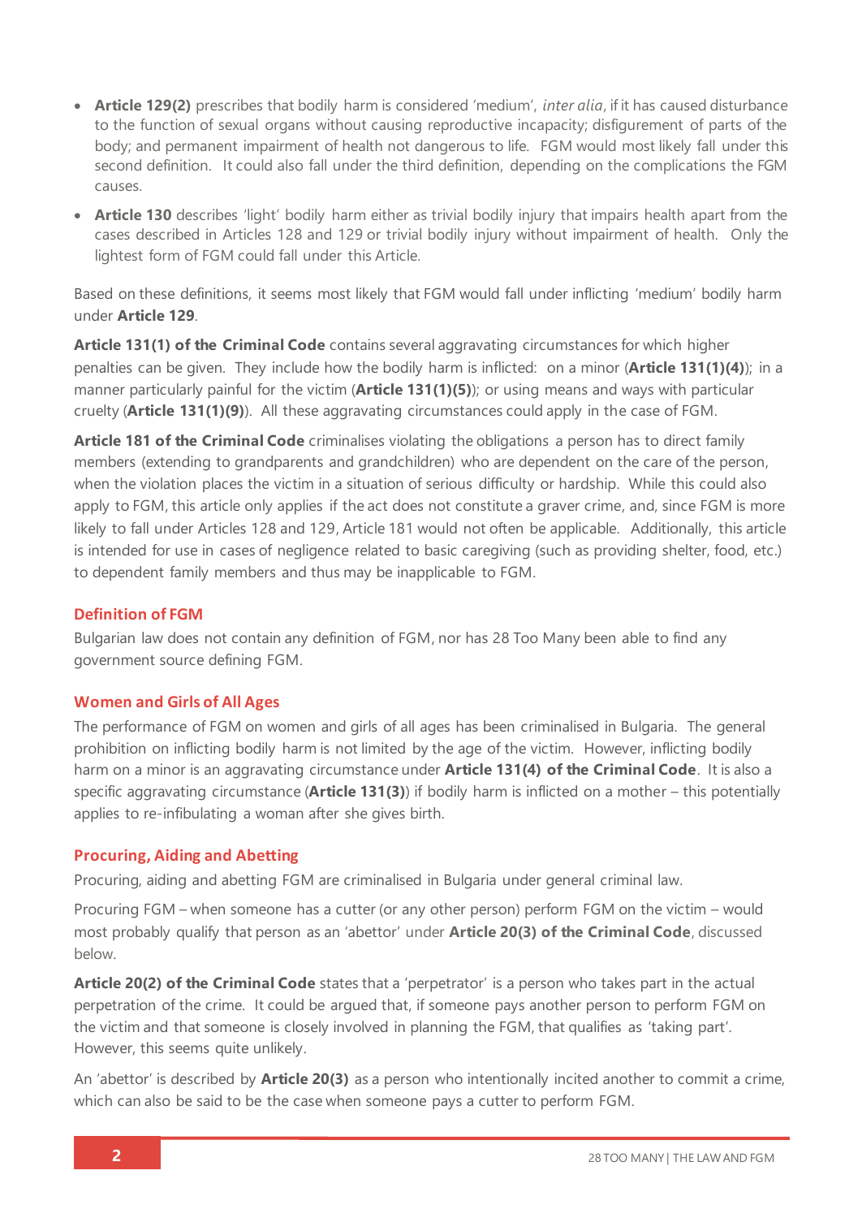- **Article 129(2)** prescribes that bodily harm is considered 'medium', *inter alia*, if it has caused disturbance to the function of sexual organs without causing reproductive incapacity; disfigurement of parts of the body; and permanent impairment of health not dangerous to life. FGM would most likely fall under this second definition. It could also fall under the third definition, depending on the complications the FGM causes.
- **Article 130** describes 'light' bodily harm either as trivial bodily injury that impairs health apart from the cases described in Articles 128 and 129 or trivial bodily injury without impairment of health. Only the lightest form of FGM could fall under this Article.

Based on these definitions, it seems most likely that FGM would fall under inflicting 'medium' bodily harm under **Article 129**.

**Article 131(1) of the Criminal Code** contains several aggravating circumstances for which higher penalties can be given. They include how the bodily harm is inflicted: on a minor (**Article 131(1)(4)**); in a manner particularly painful for the victim (**Article 131(1)(5)**); or using means and ways with particular cruelty (**Article 131(1)(9)**). All these aggravating circumstances could apply in the case of FGM.

**Article 181 of the Criminal Code** criminalises violating the obligations a person has to direct family members (extending to grandparents and grandchildren) who are dependent on the care of the person, when the violation places the victim in a situation of serious difficulty or hardship. While this could also apply to FGM, this article only applies if the act does not constitute a graver crime, and, since FGM is more likely to fall under Articles 128 and 129, Article 181 would not often be applicable. Additionally, this article is intended for use in cases of negligence related to basic caregiving (such as providing shelter, food, etc.) to dependent family members and thus may be inapplicable to FGM.

### Definition of FGM

Bulgarian law does not contain any definition of FGM, nor has 28 Too Many been able to find any government source defining FGM.

### Women and Girls of All Ages

The performance of FGM on women and girls of all ages has been criminalised in Bulgaria. The general prohibition on inflicting bodily harm is not limited by the age of the victim. However, inflicting bodily harm on a minor is an aggravating circumstance under **Article 131(4) of the Criminal Code**. It is also a specific aggravating circumstance (**Article 131(3)**) if bodily harm is inflicted on a mother – this potentially applies to re-infibulating a woman after she gives birth.

### Procuring, Aiding and Abetting

Procuring, aiding and abetting FGM are criminalised in Bulgaria under general criminal law.

Procuring FGM – when someone has a cutter (or any other person) perform FGM on the victim – would most probably qualify that person as an 'abettor' under **Article 20(3) of the Criminal Code**, discussed below.

**Article 20(2) of the Criminal Code** states that a 'perpetrator' is a person who takes part in the actual perpetration of the crime. It could be argued that, if someone pays another person to perform FGM on the victim and that someone is closely involved in planning the FGM, that qualifies as 'taking part'. However, this seems quite unlikely.

An 'abettor' is described by **Article 20(3)** as a person who intentionally incited another to commit a crime, which can also be said to be the case when someone pays a cutter to perform FGM.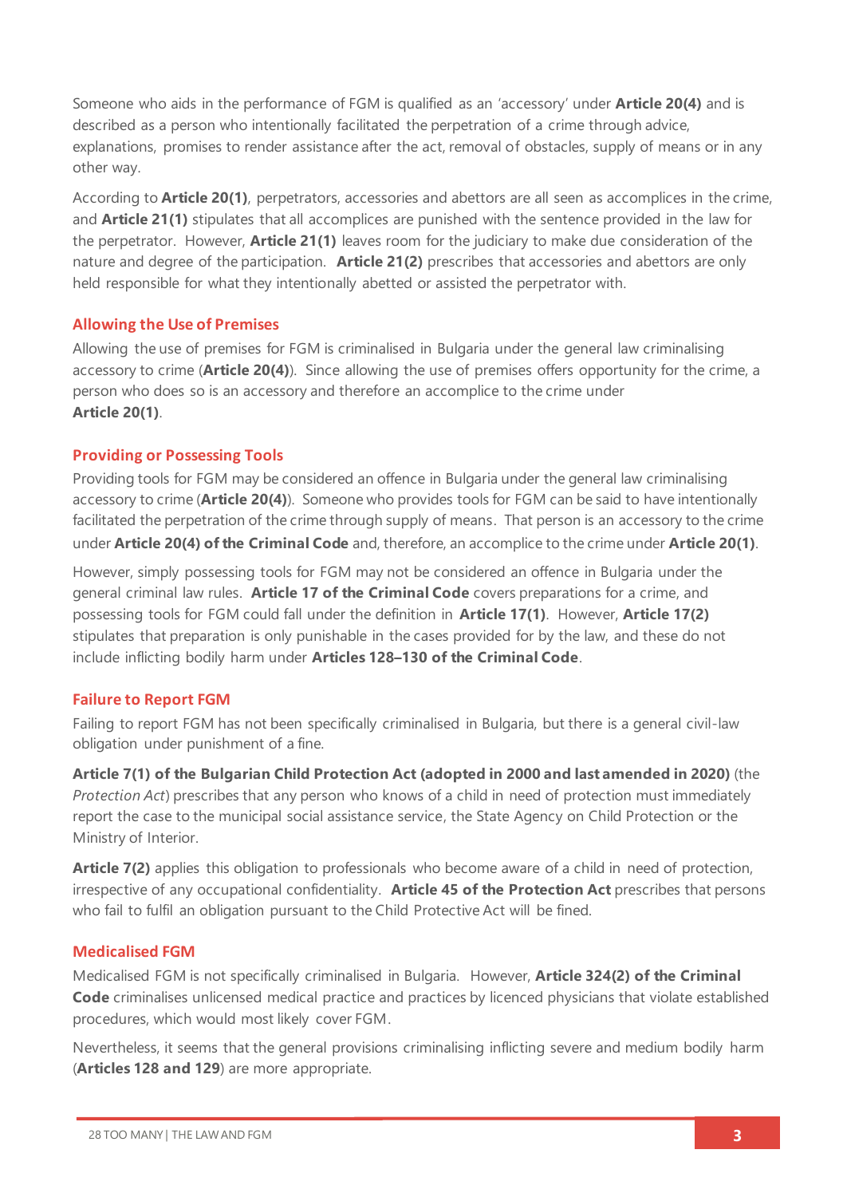Someone who aids in the performance of FGM is qualified as an 'accessory' under **Article 20(4)** and is described as a person who intentionally facilitated the perpetration of a crime through advice, explanations, promises to render assistance after the act, removal of obstacles, supply of means or in any other way.

According to **Article 20(1)**, perpetrators, accessories and abettors are all seen as accomplices in the crime, and **Article 21(1)** stipulates that all accomplices are punished with the sentence provided in the law for the perpetrator. However, **Article 21(1)** leaves room for the judiciary to make due consideration of the nature and degree of the participation. **Article 21(2)** prescribes that accessories and abettors are only held responsible for what they intentionally abetted or assisted the perpetrator with.

## Allowing the Use of Premises

Allowing the use of premises for FGM is criminalised in Bulgaria under the general law criminalising accessory to crime (**Article 20(4)**). Since allowing the use of premises offers opportunity for the crime, a person who does so is an accessory and therefore an accomplice to the crime under **Article 20(1)**.

## Providing or Possessing Tools

Providing tools for FGM may be considered an offence in Bulgaria under the general law criminalising accessory to crime (**Article 20(4)**). Someone who provides tools for FGM can be said to have intentionally facilitated the perpetration of the crime through supply of means. That person is an accessory to the crime under **Article 20(4) of the Criminal Code** and, therefore, an accomplice to the crime under **Article 20(1)**.

However, simply possessing tools for FGM may not be considered an offence in Bulgaria under the general criminal law rules. **Article 17 of the Criminal Code** covers preparations for a crime, and possessing tools for FGM could fall under the definition in **Article 17(1)**. However, **Article 17(2)** stipulates that preparation is only punishable in the cases provided for by the law, and these do not include inflicting bodily harm under **Articles 128–130 of the Criminal Code**.

## Failure to Report FGM

Failing to report FGM has not been specifically criminalised in Bulgaria, but there is a general civil-law obligation under punishment of a fine.

**Article 7(1) of the Bulgarian Child Protection Act (adopted in 2000 and last amended in 2020)** (the *Protection Act*) prescribes that any person who knows of a child in need of protection must immediately report the case to the municipal social assistance service, the State Agency on Child Protection or the Ministry of Interior.

**Article 7(2)** applies this obligation to professionals who become aware of a child in need of protection, irrespective of any occupational confidentiality. **Article 45 of the Protection Act** prescribes that persons who fail to fulfil an obligation pursuant to the Child Protective Act will be fined.

## Medicalised FGM

Medicalised FGM is not specifically criminalised in Bulgaria. However, **Article 324(2) of the Criminal Code** criminalises unlicensed medical practice and practices by licenced physicians that violate established procedures, which would most likely cover FGM.

Nevertheless, it seems that the general provisions criminalising inflicting severe and medium bodily harm (**Articles 128 and 129**) are more appropriate.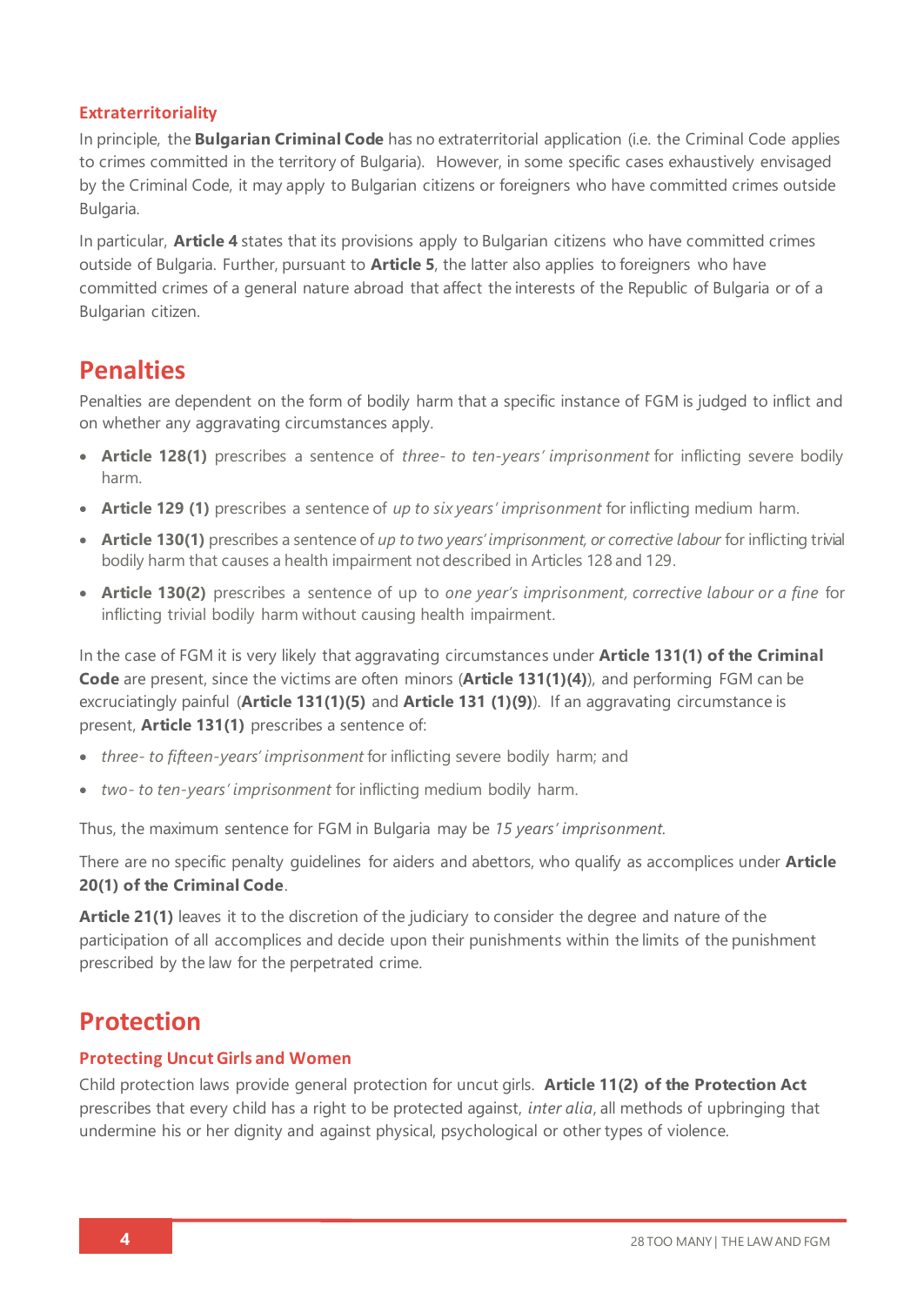### Extraterritoriality

In principle, the **Bulgarian Criminal Code** has no extraterritorial application (i.e. the Criminal Code applies to crimes committed in the territory of Bulgaria). However, in some specific cases exhaustively envisaged by the Criminal Code, it may apply to Bulgarian citizens or foreigners who have committed crimes outside Bulgaria.

In particular, **Article 4** states that its provisions apply to Bulgarian citizens who have committed crimes outside of Bulgaria. Further, pursuant to **Article 5**, the latter also applies to foreigners who have committed crimes of a general nature abroad that affect the interests of the Republic of Bulgaria or of a Bulgarian citizen.

## Penalties

Penalties are dependent on the form of bodily harm that a specific instance of FGM is judged to inflict and on whether any aggravating circumstances apply.

- **Article 128(1)** prescribes a sentence of *three- to ten-years' imprisonment* for inflicting severe bodily harm.
- **Article 129 (1)** prescribes a sentence of *up to six years' imprisonment* for inflicting medium harm.
- **Article 130(1)** prescribes a sentence of *up to two years' imprisonment, or corrective labour* for inflicting trivial bodily harm that causes a health impairment not described in Articles 128 and 129.
- **Article 130(2)** prescribes a sentence of up to *one year's imprisonment, corrective labour or a fine* for inflicting trivial bodily harm without causing health impairment.

In the case of FGM it is very likely that aggravating circumstances under **Article 131(1) of the Criminal Code** are present, since the victims are often minors (**Article 131(1)(4)**), and performing FGM can be excruciatingly painful (**Article 131(1)(5)** and **Article 131 (1)(9)**). If an aggravating circumstance is present, **Article 131(1)** prescribes a sentence of:

- *three- to fifteen-years' imprisonment* for inflicting severe bodily harm; and
- *two- to ten-years' imprisonment* for inflicting medium bodily harm.

Thus, the maximum sentence for FGM in Bulgaria may be *15 years' imprisonment*.

There are no specific penalty guidelines for aiders and abettors, who qualify as accomplices under **Article 20(1) of the Criminal Code**.

**Article 21(1)** leaves it to the discretion of the judiciary to consider the degree and nature of the participation of all accomplices and decide upon their punishments within the limits of the punishment prescribed by the law for the perpetrated crime.

## Protection

### Protecting Uncut Girls and Women

Child protection laws provide general protection for uncut girls. **Article 11(2) of the Protection Act** prescribes that every child has a right to be protected against, *inter alia*, all methods of upbringing that undermine his or her dignity and against physical, psychological or other types of violence.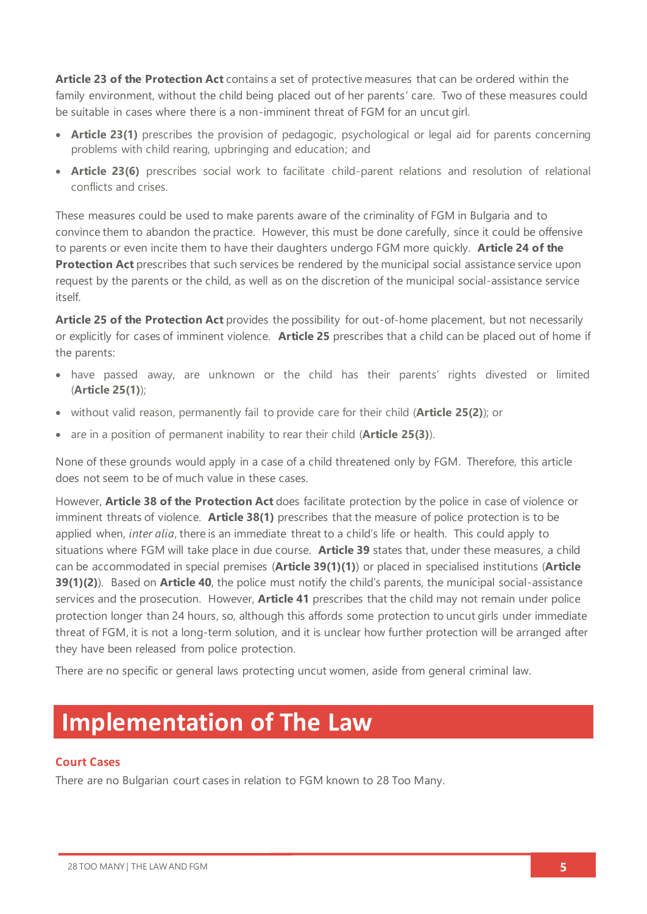**Article 23 of the Protection Act** contains a set of protective measures that can be ordered within the family environment, without the child being placed out of her parents' care. Two of these measures could be suitable in cases where there is a non-imminent threat of FGM for an uncut girl.

- **Article 23(1)** prescribes the provision of pedagogic, psychological or legal aid for parents concerning problems with child rearing, upbringing and education; and
- **Article 23(6)** prescribes social work to facilitate child-parent relations and resolution of relational conflicts and crises.

These measures could be used to make parents aware of the criminality of FGM in Bulgaria and to convince them to abandon the practice. However, this must be done carefully, since it could be offensive to parents or even incite them to have their daughters undergo FGM more quickly. **Article 24 of the Protection Act** prescribes that such services be rendered by the municipal social assistance service upon request by the parents or the child, as well as on the discretion of the municipal social-assistance service itself.

**Article 25 of the Protection Act** provides the possibility for out-of-home placement, but not necessarily or explicitly for cases of imminent violence. **Article 25** prescribes that a child can be placed out of home if the parents:

- have passed away, are unknown or the child has their parents' rights divested or limited (**Article 25(1)**);
- without valid reason, permanently fail to provide care for their child (**Article 25(2)**); or
- are in a position of permanent inability to rear their child (**Article 25(3)**).

None of these grounds would apply in a case of a child threatened only by FGM. Therefore, this article does not seem to be of much value in these cases.

However, **Article 38 of the Protection Act** does facilitate protection by the police in case of violence or imminent threats of violence. **Article 38(1)** prescribes that the measure of police protection is to be applied when, *inter alia*, there is an immediate threat to a child's life or health. This could apply to situations where FGM will take place in due course. **Article 39** states that, under these measures, a child can be accommodated in special premises (**Article 39(1)(1)**) or placed in specialised institutions (**Article 39(1)(2)**). Based on **Article 40**, the police must notify the child's parents, the municipal social-assistance services and the prosecution. However, **Article 41** prescribes that the child may not remain under police protection longer than 24 hours, so, although this affords some protection to uncut girls under immediate threat of FGM, it is not a long-term solution, and it is unclear how further protection will be arranged after they have been released from police protection.

There are no specific or general laws protecting uncut women, aside from general criminal law.

# Implementation of The Law

## Court Cases

There are no Bulgarian court cases in relation to FGM known to 28 Too Many.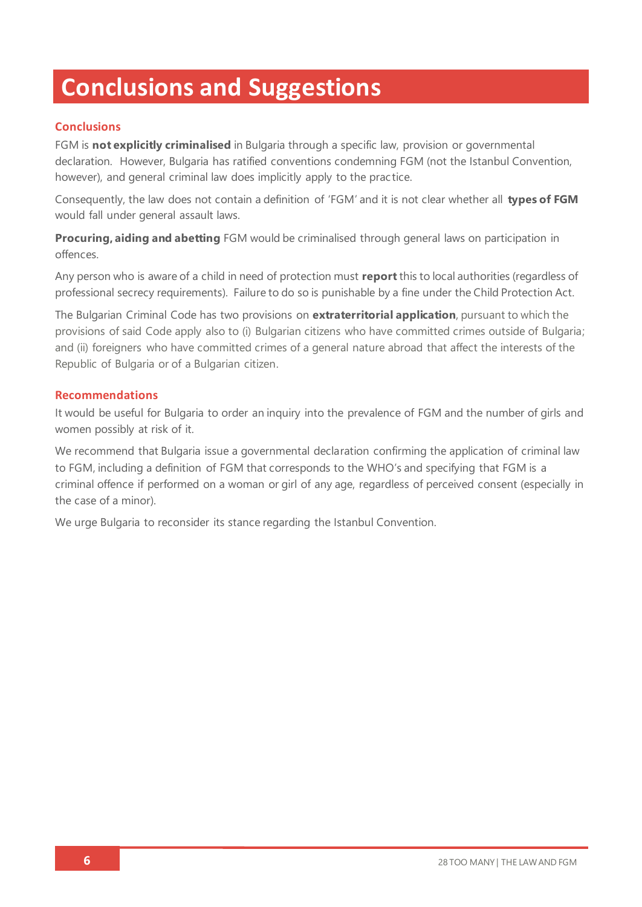# Conclusions and Suggestions

## Conclusions

FGM is **not explicitly criminalised** in Bulgaria through a specific law, provision or governmental declaration. However, Bulgaria has ratified conventions condemning FGM (not the Istanbul Convention, however), and general criminal law does implicitly apply to the practice.

Consequently, the law does not contain a definition of 'FGM' and it is not clear whether all **types of FGM** would fall under general assault laws.

**Procuring, aiding and abetting** FGM would be criminalised through general laws on participation in offences.

Any person who is aware of a child in need of protection must **report** this to local authorities (regardless of professional secrecy requirements). Failure to do so is punishable by a fine under the Child Protection Act.

The Bulgarian Criminal Code has two provisions on **extraterritorial application**, pursuant to which the provisions of said Code apply also to (i) Bulgarian citizens who have committed crimes outside of Bulgaria; and (ii) foreigners who have committed crimes of a general nature abroad that affect the interests of the Republic of Bulgaria or of a Bulgarian citizen.

## Recommendations

It would be useful for Bulgaria to order an inquiry into the prevalence of FGM and the number of girls and women possibly at risk of it.

We recommend that Bulgaria issue a governmental declaration confirming the application of criminal law to FGM, including a definition of FGM that corresponds to the WHO's and specifying that FGM is a criminal offence if performed on a woman or girl of any age, regardless of perceived consent (especially in the case of a minor).

We urge Bulgaria to reconsider its stance regarding the Istanbul Convention.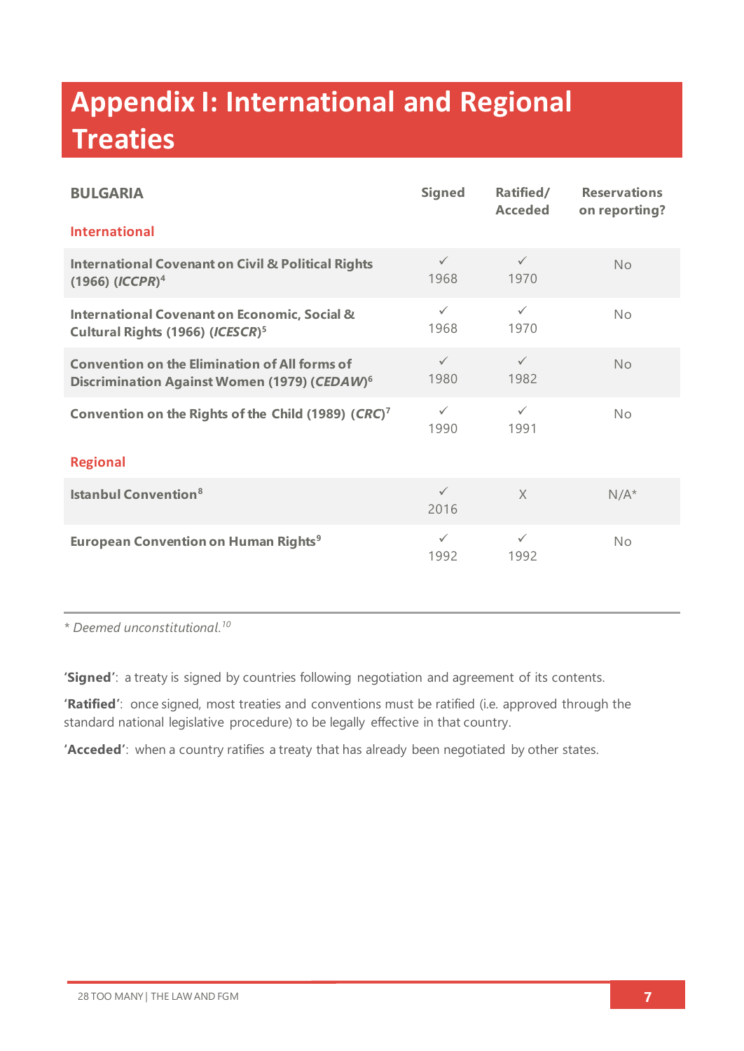# Appendix I: International and Regional Treaties

| BULGARIA | Signed | Ratified/ Acceded | Reservations on reporting? |
|---|---|---|---|
| **International** | | | |
| **International Covenant on Civil & Political Rights (1966) (*ICCPR*)**[4] | ✓ 1968 | ✓ 1970 | No |
| **International Covenant on Economic, Social & Cultural Rights (1966) (*ICESCR*)**[5] | ✓ 1968 | ✓ 1970 | No |
| **Convention on the Elimination of All forms of Discrimination Against Women (1979) (*CEDAW*)**[6] | ✓ 1980 | ✓ 1982 | No |
| **Convention on the Rights of the Child (1989) (*CRC*)**[7] | ✓ 1990 | ✓ 1991 | No |
| **Regional** | | | |
| **Istanbul Convention**[8] | ✓ 2016 | X | N/A* |
| **European Convention on Human Rights**[9] | ✓ 1992 | ✓ 1992 | No |

*\* Deemed unconstitutional.*[10]

**'Signed'**: a treaty is signed by countries following negotiation and agreement of its contents.

**'Ratified'**: once signed, most treaties and conventions must be ratified (i.e. approved through the standard national legislative procedure) to be legally effective in that country.

**'Acceded'**: when a country ratifies a treaty that has already been negotiated by other states.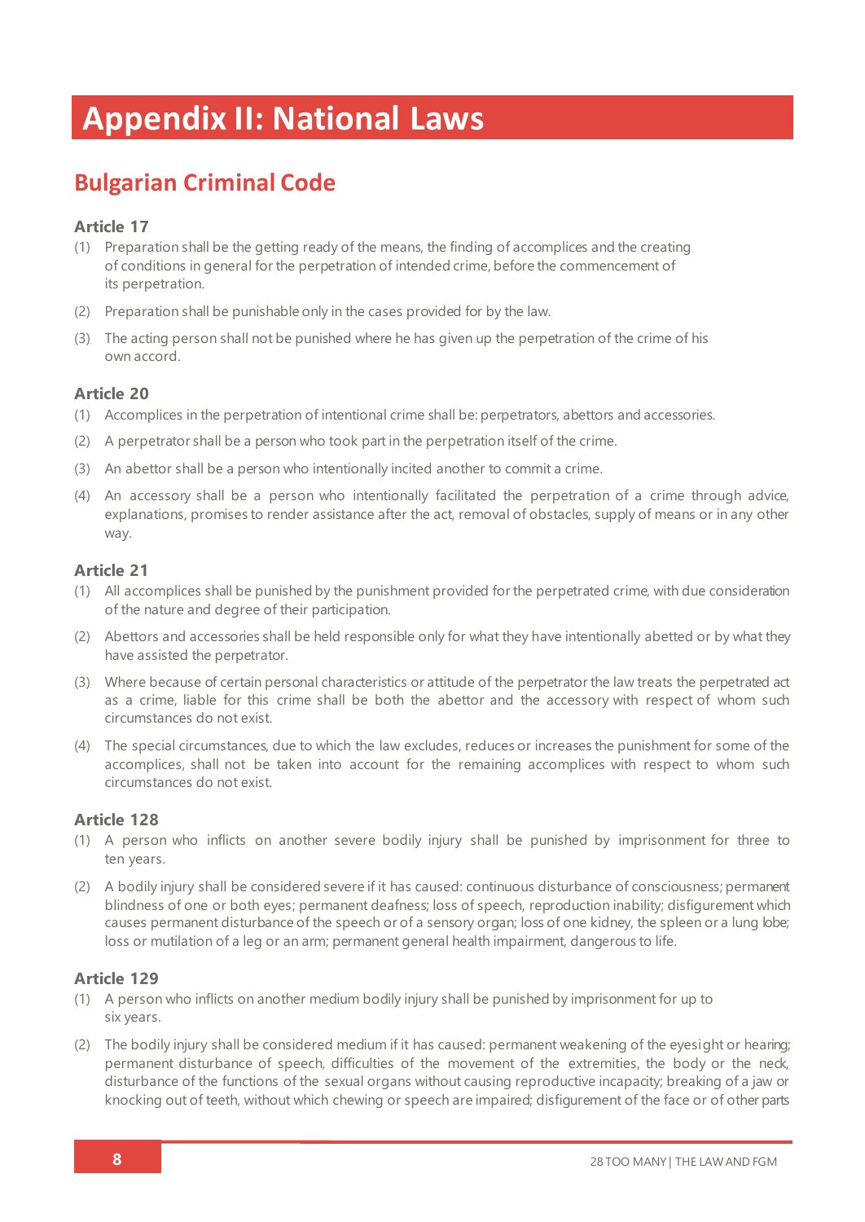# Appendix II: National Laws

## Bulgarian Criminal Code

### Article 17

(1) Preparation shall be the getting ready of the means, the finding of accomplices and the creating of conditions in general for the perpetration of intended crime, before the commencement of its perpetration.

(2) Preparation shall be punishable only in the cases provided for by the law.

(3) The acting person shall not be punished where he has given up the perpetration of the crime of his own accord.

### Article 20

(1) Accomplices in the perpetration of intentional crime shall be: perpetrators, abettors and accessories.

(2) A perpetrator shall be a person who took part in the perpetration itself of the crime.

(3) An abettor shall be a person who intentionally incited another to commit a crime.

(4) An accessory shall be a person who intentionally facilitated the perpetration of a crime through advice, explanations, promises to render assistance after the act, removal of obstacles, supply of means or in any other way.

### Article 21

(1) All accomplices shall be punished by the punishment provided for the perpetrated crime, with due consideration of the nature and degree of their participation.

(2) Abettors and accessories shall be held responsible only for what they have intentionally abetted or by what they have assisted the perpetrator.

(3) Where because of certain personal characteristics or attitude of the perpetrator the law treats the perpetrated act as a crime, liable for this crime shall be both the abettor and the accessory with respect of whom such circumstances do not exist.

(4) The special circumstances, due to which the law excludes, reduces or increases the punishment for some of the accomplices, shall not be taken into account for the remaining accomplices with respect to whom such circumstances do not exist.

### Article 128

(1) A person who inflicts on another severe bodily injury shall be punished by imprisonment for three to ten years.

(2) A bodily injury shall be considered severe if it has caused: continuous disturbance of consciousness; permanent blindness of one or both eyes; permanent deafness; loss of speech, reproduction inability; disfigurement which causes permanent disturbance of the speech or of a sensory organ; loss of one kidney, the spleen or a lung lobe; loss or mutilation of a leg or an arm; permanent general health impairment, dangerous to life.

### Article 129

(1) A person who inflicts on another medium bodily injury shall be punished by imprisonment for up to six years.

(2) The bodily injury shall be considered medium if it has caused: permanent weakening of the eyesight or hearing; permanent disturbance of speech, difficulties of the movement of the extremities, the body or the neck, disturbance of the functions of the sexual organs without causing reproductive incapacity; breaking of a jaw or knocking out of teeth, without which chewing or speech are impaired; disfigurement of the face or of other parts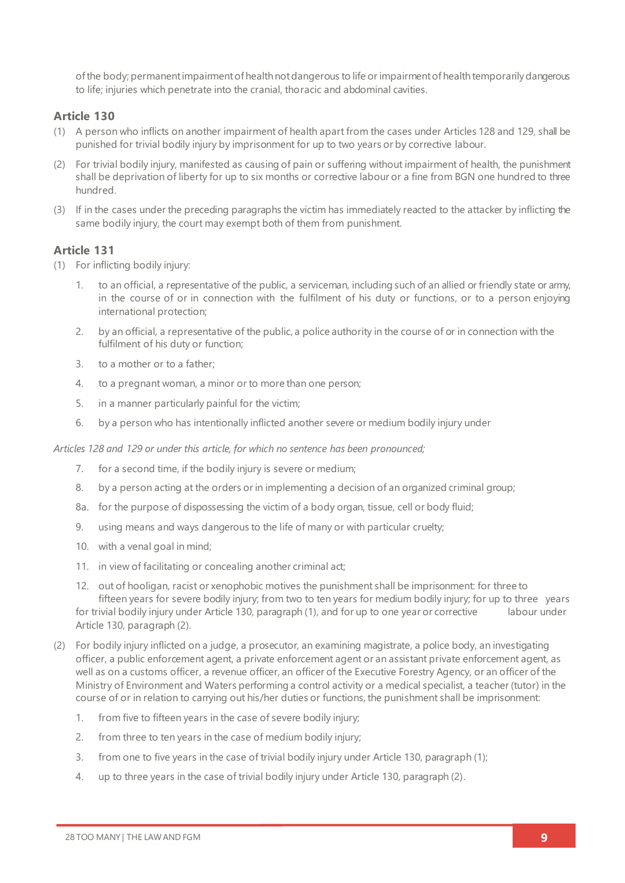of the body; permanent impairment of health not dangerous to life or impairment of health temporarily dangerous to life; injuries which penetrate into the cranial, thoracic and abdominal cavities.

### Article 130

(1) A person who inflicts on another impairment of health apart from the cases under Articles 128 and 129, shall be punished for trivial bodily injury by imprisonment for up to two years or by corrective labour.

(2) For trivial bodily injury, manifested as causing of pain or suffering without impairment of health, the punishment shall be deprivation of liberty for up to six months or corrective labour or a fine from BGN one hundred to three hundred.

(3) If in the cases under the preceding paragraphs the victim has immediately reacted to the attacker by inflicting the same bodily injury, the court may exempt both of them from punishment.

### Article 131

(1) For inflicting bodily injury:

1. to an official, a representative of the public, a serviceman, including such of an allied or friendly state or army, in the course of or in connection with the fulfilment of his duty or functions, or to a person enjoying international protection;
2. by an official, a representative of the public, a police authority in the course of or in connection with the fulfilment of his duty or function;
3. to a mother or to a father;
4. to a pregnant woman, a minor or to more than one person;
5. in a manner particularly painful for the victim;
6. by a person who has intentionally inflicted another severe or medium bodily injury under

*Articles 128 and 129 or under this article, for which no sentence has been pronounced;*

7. for a second time, if the bodily injury is severe or medium;
8. by a person acting at the orders or in implementing a decision of an organized criminal group;

8a. for the purpose of dispossessing the victim of a body organ, tissue, cell or body fluid;

9. using means and ways dangerous to the life of many or with particular cruelty;
10. with a venal goal in mind;
11. in view of facilitating or concealing another criminal act;
12. out of hooligan, racist or xenophobic motives the punishment shall be imprisonment: for three to fifteen years for severe bodily injury; from two to ten years for medium bodily injury; for up to three years for trivial bodily injury under Article 130, paragraph (1), and for up to one year or corrective labour under Article 130, paragraph (2).

(2) For bodily injury inflicted on a judge, a prosecutor, an examining magistrate, a police body, an investigating officer, a public enforcement agent, a private enforcement agent or an assistant private enforcement agent, as well as on a customs officer, a revenue officer, an officer of the Executive Forestry Agency, or an officer of the Ministry of Environment and Waters performing a control activity or a medical specialist, a teacher (tutor) in the course of or in relation to carrying out his/her duties or functions, the punishment shall be imprisonment:

1. from five to fifteen years in the case of severe bodily injury;
2. from three to ten years in the case of medium bodily injury;
3. from one to five years in the case of trivial bodily injury under Article 130, paragraph (1);
4. up to three years in the case of trivial bodily injury under Article 130, paragraph (2).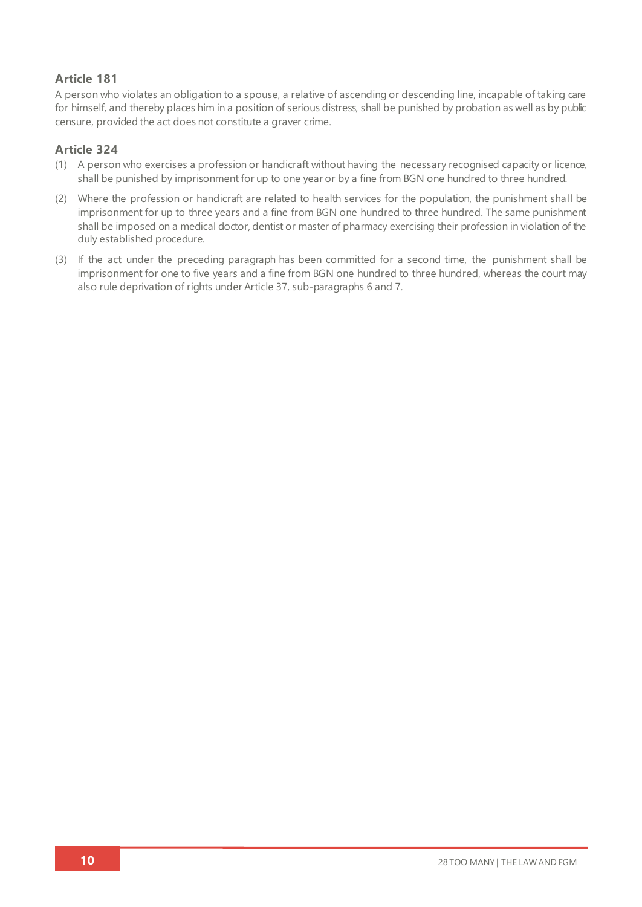### Article 181

A person who violates an obligation to a spouse, a relative of ascending or descending line, incapable of taking care for himself, and thereby places him in a position of serious distress, shall be punished by probation as well as by public censure, provided the act does not constitute a graver crime.

### Article 324

(1) A person who exercises a profession or handicraft without having the necessary recognised capacity or licence, shall be punished by imprisonment for up to one year or by a fine from BGN one hundred to three hundred.

(2) Where the profession or handicraft are related to health services for the population, the punishment shall be imprisonment for up to three years and a fine from BGN one hundred to three hundred. The same punishment shall be imposed on a medical doctor, dentist or master of pharmacy exercising their profession in violation of the duly established procedure.

(3) If the act under the preceding paragraph has been committed for a second time, the punishment shall be imprisonment for one to five years and a fine from BGN one hundred to three hundred, whereas the court may also rule deprivation of rights under Article 37, sub-paragraphs 6 and 7.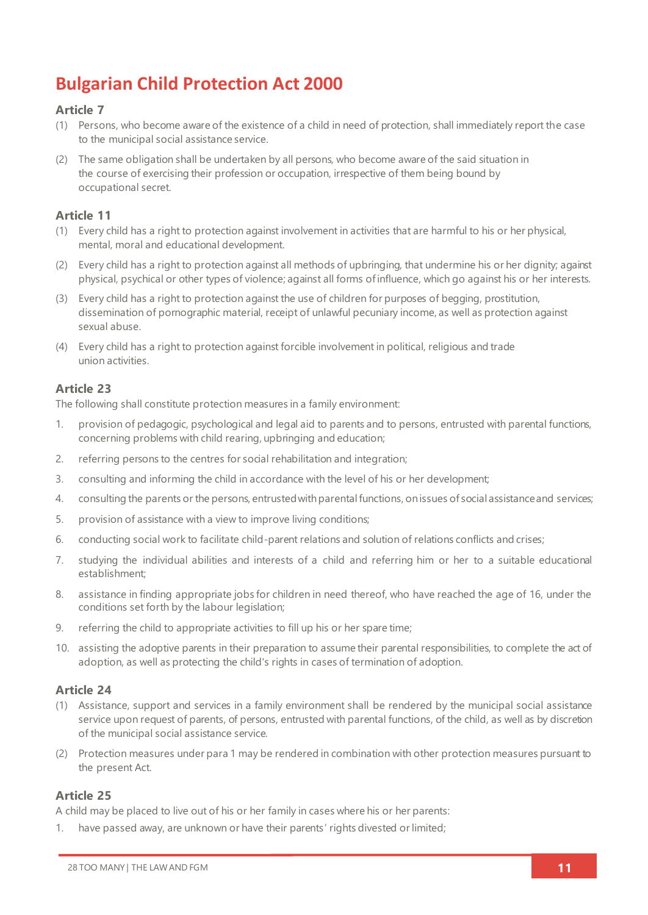# Bulgarian Child Protection Act 2000

### Article 7

(1) Persons, who become aware of the existence of a child in need of protection, shall immediately report the case to the municipal social assistance service.

(2) The same obligation shall be undertaken by all persons, who become aware of the said situation in the course of exercising their profession or occupation, irrespective of them being bound by occupational secret.

### Article 11

(1) Every child has a right to protection against involvement in activities that are harmful to his or her physical, mental, moral and educational development.

(2) Every child has a right to protection against all methods of upbringing, that undermine his or her dignity; against physical, psychical or other types of violence; against all forms of influence, which go against his or her interests.

(3) Every child has a right to protection against the use of children for purposes of begging, prostitution, dissemination of pornographic material, receipt of unlawful pecuniary income, as well as protection against sexual abuse.

(4) Every child has a right to protection against forcible involvement in political, religious and trade union activities.

### Article 23

The following shall constitute protection measures in a family environment:

1. provision of pedagogic, psychological and legal aid to parents and to persons, entrusted with parental functions, concerning problems with child rearing, upbringing and education;
2. referring persons to the centres for social rehabilitation and integration;
3. consulting and informing the child in accordance with the level of his or her development;
4. consulting the parents or the persons, entrusted with parental functions, on issues of social assistance and services;
5. provision of assistance with a view to improve living conditions;
6. conducting social work to facilitate child-parent relations and solution of relations conflicts and crises;
7. studying the individual abilities and interests of a child and referring him or her to a suitable educational establishment;
8. assistance in finding appropriate jobs for children in need thereof, who have reached the age of 16, under the conditions set forth by the labour legislation;
9. referring the child to appropriate activities to fill up his or her spare time;
10. assisting the adoptive parents in their preparation to assume their parental responsibilities, to complete the act of adoption, as well as protecting the child's rights in cases of termination of adoption.

### Article 24

(1) Assistance, support and services in a family environment shall be rendered by the municipal social assistance service upon request of parents, of persons, entrusted with parental functions, of the child, as well as by discretion of the municipal social assistance service.

(2) Protection measures under para 1 may be rendered in combination with other protection measures pursuant to the present Act.

### Article 25

A child may be placed to live out of his or her family in cases where his or her parents:

1. have passed away, are unknown or have their parents' rights divested or limited;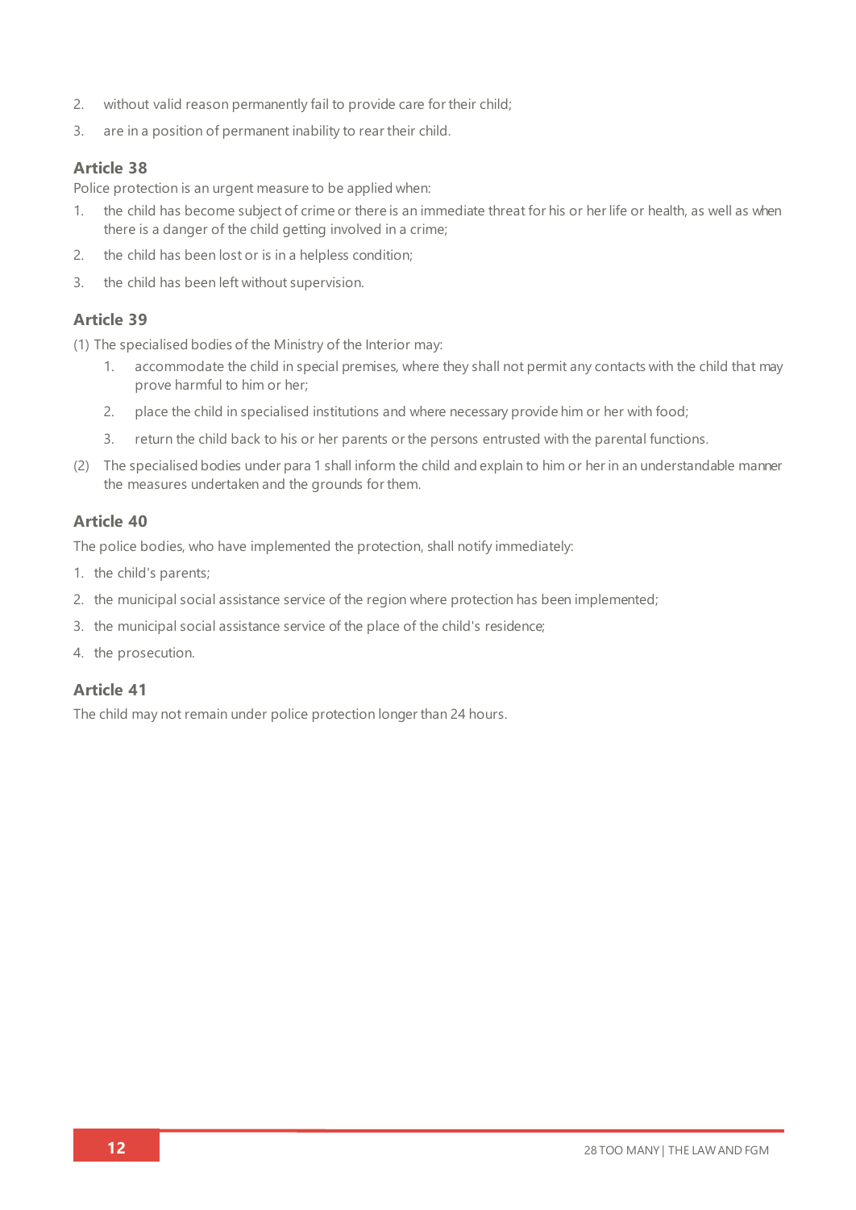2. without valid reason permanently fail to provide care for their child;
3. are in a position of permanent inability to rear their child.

### Article 38

Police protection is an urgent measure to be applied when:

1. the child has become subject of crime or there is an immediate threat for his or her life or health, as well as when there is a danger of the child getting involved in a crime;
2. the child has been lost or is in a helpless condition;
3. the child has been left without supervision.

### Article 39

(1) The specialised bodies of the Ministry of the Interior may:

   1. accommodate the child in special premises, where they shall not permit any contacts with the child that may prove harmful to him or her;
   2. place the child in specialised institutions and where necessary provide him or her with food;
   3. return the child back to his or her parents or the persons entrusted with the parental functions.

(2) The specialised bodies under para 1 shall inform the child and explain to him or her in an understandable manner the measures undertaken and the grounds for them.

### Article 40

The police bodies, who have implemented the protection, shall notify immediately:

1. the child's parents;
2. the municipal social assistance service of the region where protection has been implemented;
3. the municipal social assistance service of the place of the child's residence;
4. the prosecution.

### Article 41

The child may not remain under police protection longer than 24 hours.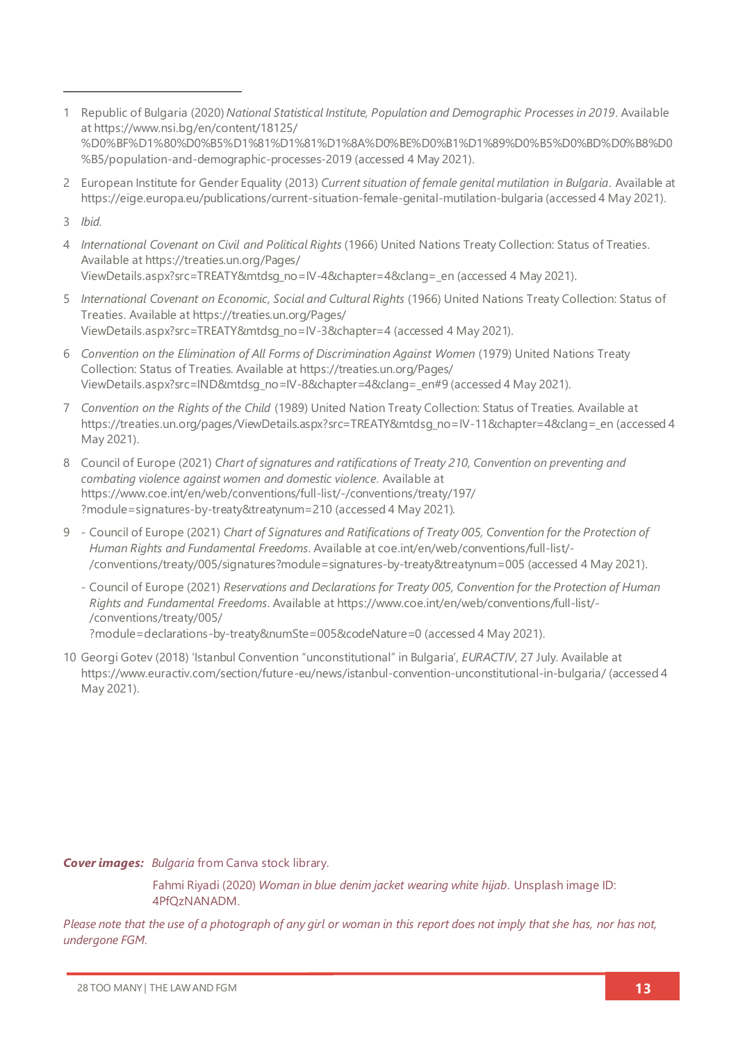1 Republic of Bulgaria (2020) *National Statistical Institute, Population and Demographic Processes in 2019*. Available at https://www.nsi.bg/en/content/18125/%D0%BF%D1%80%D0%B5%D1%81%D1%81%D1%8A%D0%BE%D0%B1%D1%89%D0%B5%D0%BD%D0%B8%D0%B5/population-and-demographic-processes-2019 (accessed 4 May 2021).

2 European Institute for Gender Equality (2013) *Current situation of female genital mutilation in Bulgaria*. Available at https://eige.europa.eu/publications/current-situation-female-genital-mutilation-bulgaria (accessed 4 May 2021).

3 *Ibid.*

4 *International Covenant on Civil and Political Rights* (1966) United Nations Treaty Collection: Status of Treaties. Available at https://treaties.un.org/Pages/ViewDetails.aspx?src=TREATY&mtdsg_no=IV-4&chapter=4&clang=_en (accessed 4 May 2021).

5 *International Covenant on Economic, Social and Cultural Rights* (1966) United Nations Treaty Collection: Status of Treaties. Available at https://treaties.un.org/Pages/ViewDetails.aspx?src=TREATY&mtdsg_no=IV-3&chapter=4 (accessed 4 May 2021).

6 *Convention on the Elimination of All Forms of Discrimination Against Women* (1979) United Nations Treaty Collection: Status of Treaties. Available at https://treaties.un.org/Pages/ViewDetails.aspx?src=IND&mtdsg_no=IV-8&chapter=4&clang=_en#9 (accessed 4 May 2021).

7 *Convention on the Rights of the Child* (1989) United Nation Treaty Collection: Status of Treaties. Available at https://treaties.un.org/pages/ViewDetails.aspx?src=TREATY&mtdsg_no=IV-11&chapter=4&clang=_en (accessed 4 May 2021).

8 Council of Europe (2021) *Chart of signatures and ratifications of Treaty 210, Convention on preventing and combating violence against women and domestic violence*. Available at https://www.coe.int/en/web/conventions/full-list/-/conventions/treaty/197/?module=signatures-by-treaty&treatynum=210 (accessed 4 May 2021).

9 - Council of Europe (2021) *Chart of Signatures and Ratifications of Treaty 005, Convention for the Protection of Human Rights and Fundamental Freedoms*. Available at coe.int/en/web/conventions/full-list/-/conventions/treaty/005/signatures?module=signatures-by-treaty&treatynum=005 (accessed 4 May 2021).

- Council of Europe (2021) *Reservations and Declarations for Treaty 005, Convention for the Protection of Human Rights and Fundamental Freedoms*. Available at https://www.coe.int/en/web/conventions/full-list/-/conventions/treaty/005/?module=declarations-by-treaty&numSte=005&codeNature=0 (accessed 4 May 2021).

10 Georgi Gotev (2018) 'Istanbul Convention "unconstitutional" in Bulgaria', *EURACTIV*, 27 July. Available at https://www.euractiv.com/section/future-eu/news/istanbul-convention-unconstitutional-in-bulgaria/ (accessed 4 May 2021).

***Cover images:*** *Bulgaria* from Canva stock library.

Fahmi Riyadi (2020) *Woman in blue denim jacket wearing white hijab*. Unsplash image ID: 4PfQzNANADM.

*Please note that the use of a photograph of any girl or woman in this report does not imply that she has, nor has not, undergone FGM.*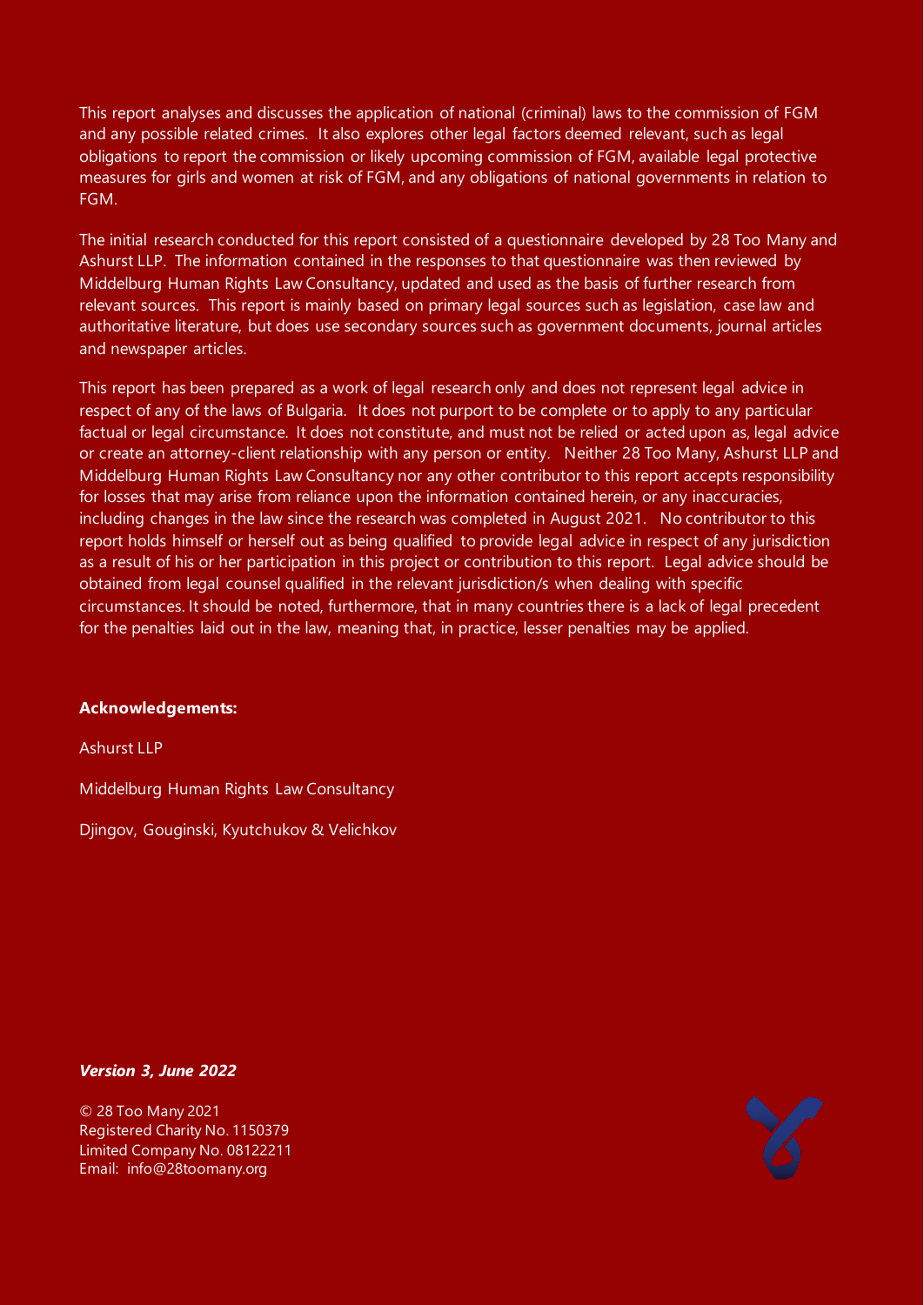This report analyses and discusses the application of national (criminal) laws to the commission of FGM and any possible related crimes. It also explores other legal factors deemed relevant, such as legal obligations to report the commission or likely upcoming commission of FGM, available legal protective measures for girls and women at risk of FGM, and any obligations of national governments in relation to FGM.

The initial research conducted for this report consisted of a questionnaire developed by 28 Too Many and Ashurst LLP. The information contained in the responses to that questionnaire was then reviewed by Middelburg Human Rights Law Consultancy, updated and used as the basis of further research from relevant sources. This report is mainly based on primary legal sources such as legislation, case law and authoritative literature, but does use secondary sources such as government documents, journal articles and newspaper articles.

This report has been prepared as a work of legal research only and does not represent legal advice in respect of any of the laws of Bulgaria. It does not purport to be complete or to apply to any particular factual or legal circumstance. It does not constitute, and must not be relied or acted upon as, legal advice or create an attorney-client relationship with any person or entity. Neither 28 Too Many, Ashurst LLP and Middelburg Human Rights Law Consultancy nor any other contributor to this report accepts responsibility for losses that may arise from reliance upon the information contained herein, or any inaccuracies, including changes in the law since the research was completed in August 2021. No contributor to this report holds himself or herself out as being qualified to provide legal advice in respect of any jurisdiction as a result of his or her participation in this project or contribution to this report. Legal advice should be obtained from legal counsel qualified in the relevant jurisdiction/s when dealing with specific circumstances. It should be noted, furthermore, that in many countries there is a lack of legal precedent for the penalties laid out in the law, meaning that, in practice, lesser penalties may be applied.

**Acknowledgements:**

Ashurst LLP

Middelburg Human Rights Law Consultancy

Djingov, Gouginski, Kyutchukov & Velichkov

***Version 3, June 2022***

© 28 Too Many 2021
Registered Charity No. 1150379
Limited Company No. 08122211
Email: info@28toomany.org